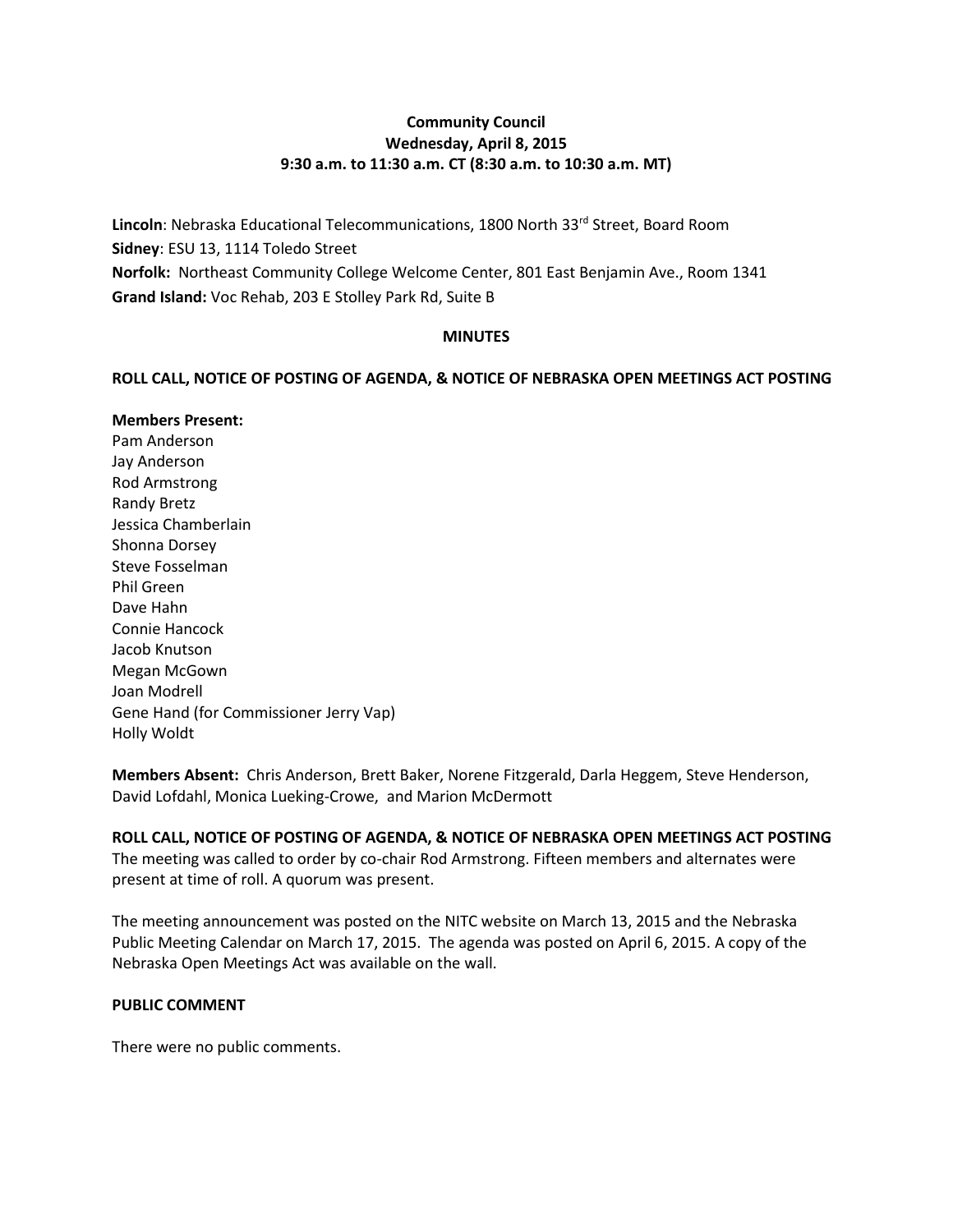**Community Council**
**Wednesday, April 8, 2015**
**9:30 a.m. to 11:30 a.m. CT (8:30 a.m. to 10:30 a.m. MT)**

**Lincoln**: Nebraska Educational Telecommunications, 1800 North 33rd Street, Board Room
**Sidney**: ESU 13, 1114 Toledo Street
**Norfolk:** Northeast Community College Welcome Center, 801 East Benjamin Ave., Room 1341
**Grand Island:** Voc Rehab, 203 E Stolley Park Rd, Suite B

## MINUTES

### ROLL CALL, NOTICE OF POSTING OF AGENDA, & NOTICE OF NEBRASKA OPEN MEETINGS ACT POSTING

**Members Present:**
Pam Anderson
Jay Anderson
Rod Armstrong
Randy Bretz
Jessica Chamberlain
Shonna Dorsey
Steve Fosselman
Phil Green
Dave Hahn
Connie Hancock
Jacob Knutson
Megan McGown
Joan Modrell
Gene Hand (for Commissioner Jerry Vap)
Holly Woldt

**Members Absent:** Chris Anderson, Brett Baker, Norene Fitzgerald, Darla Heggem, Steve Henderson, David Lofdahl, Monica Lueking-Crowe, and Marion McDermott

### ROLL CALL, NOTICE OF POSTING OF AGENDA, & NOTICE OF NEBRASKA OPEN MEETINGS ACT POSTING

The meeting was called to order by co-chair Rod Armstrong. Fifteen members and alternates were present at time of roll. A quorum was present.

The meeting announcement was posted on the NITC website on March 13, 2015 and the Nebraska Public Meeting Calendar on March 17, 2015. The agenda was posted on April 6, 2015. A copy of the Nebraska Open Meetings Act was available on the wall.

### PUBLIC COMMENT

There were no public comments.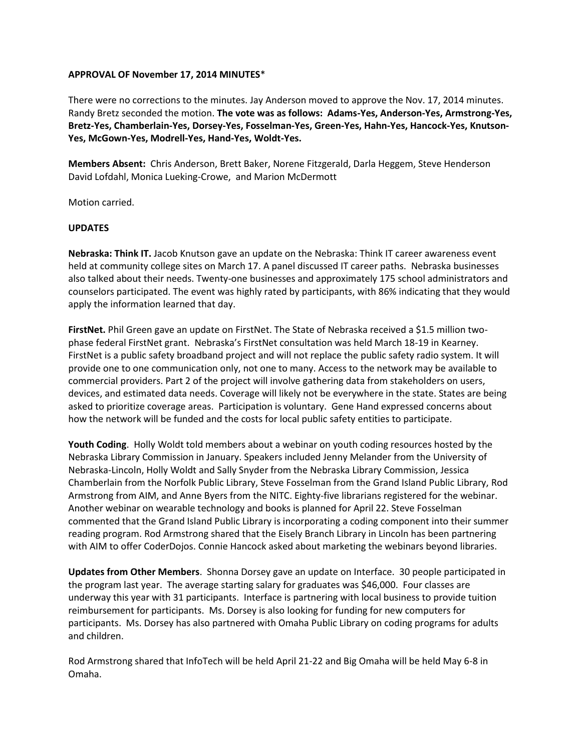**APPROVAL OF November 17, 2014 MINUTES***

There were no corrections to the minutes. Jay Anderson moved to approve the Nov. 17, 2014 minutes. Randy Bretz seconded the motion. **The vote was as follows: Adams-Yes, Anderson-Yes, Armstrong-Yes, Bretz-Yes, Chamberlain-Yes, Dorsey-Yes, Fosselman-Yes, Green-Yes, Hahn-Yes, Hancock-Yes, Knutson-Yes, McGown-Yes, Modrell-Yes, Hand-Yes, Woldt-Yes.**

**Members Absent:** Chris Anderson, Brett Baker, Norene Fitzgerald, Darla Heggem, Steve Henderson David Lofdahl, Monica Lueking-Crowe, and Marion McDermott

Motion carried.

**UPDATES**

**Nebraska: Think IT.** Jacob Knutson gave an update on the Nebraska: Think IT career awareness event held at community college sites on March 17. A panel discussed IT career paths. Nebraska businesses also talked about their needs. Twenty-one businesses and approximately 175 school administrators and counselors participated. The event was highly rated by participants, with 86% indicating that they would apply the information learned that day.

**FirstNet.** Phil Green gave an update on FirstNet. The State of Nebraska received a $1.5 million two-phase federal FirstNet grant. Nebraska's FirstNet consultation was held March 18-19 in Kearney. FirstNet is a public safety broadband project and will not replace the public safety radio system. It will provide one to one communication only, not one to many. Access to the network may be available to commercial providers. Part 2 of the project will involve gathering data from stakeholders on users, devices, and estimated data needs. Coverage will likely not be everywhere in the state. States are being asked to prioritize coverage areas. Participation is voluntary. Gene Hand expressed concerns about how the network will be funded and the costs for local public safety entities to participate.

**Youth Coding**. Holly Woldt told members about a webinar on youth coding resources hosted by the Nebraska Library Commission in January. Speakers included Jenny Melander from the University of Nebraska-Lincoln, Holly Woldt and Sally Snyder from the Nebraska Library Commission, Jessica Chamberlain from the Norfolk Public Library, Steve Fosselman from the Grand Island Public Library, Rod Armstrong from AIM, and Anne Byers from the NITC. Eighty-five librarians registered for the webinar. Another webinar on wearable technology and books is planned for April 22. Steve Fosselman commented that the Grand Island Public Library is incorporating a coding component into their summer reading program. Rod Armstrong shared that the Eisely Branch Library in Lincoln has been partnering with AIM to offer CoderDojos. Connie Hancock asked about marketing the webinars beyond libraries.

**Updates from Other Members**. Shonna Dorsey gave an update on Interface. 30 people participated in the program last year. The average starting salary for graduates was $46,000. Four classes are underway this year with 31 participants. Interface is partnering with local business to provide tuition reimbursement for participants. Ms. Dorsey is also looking for funding for new computers for participants. Ms. Dorsey has also partnered with Omaha Public Library on coding programs for adults and children.

Rod Armstrong shared that InfoTech will be held April 21-22 and Big Omaha will be held May 6-8 in Omaha.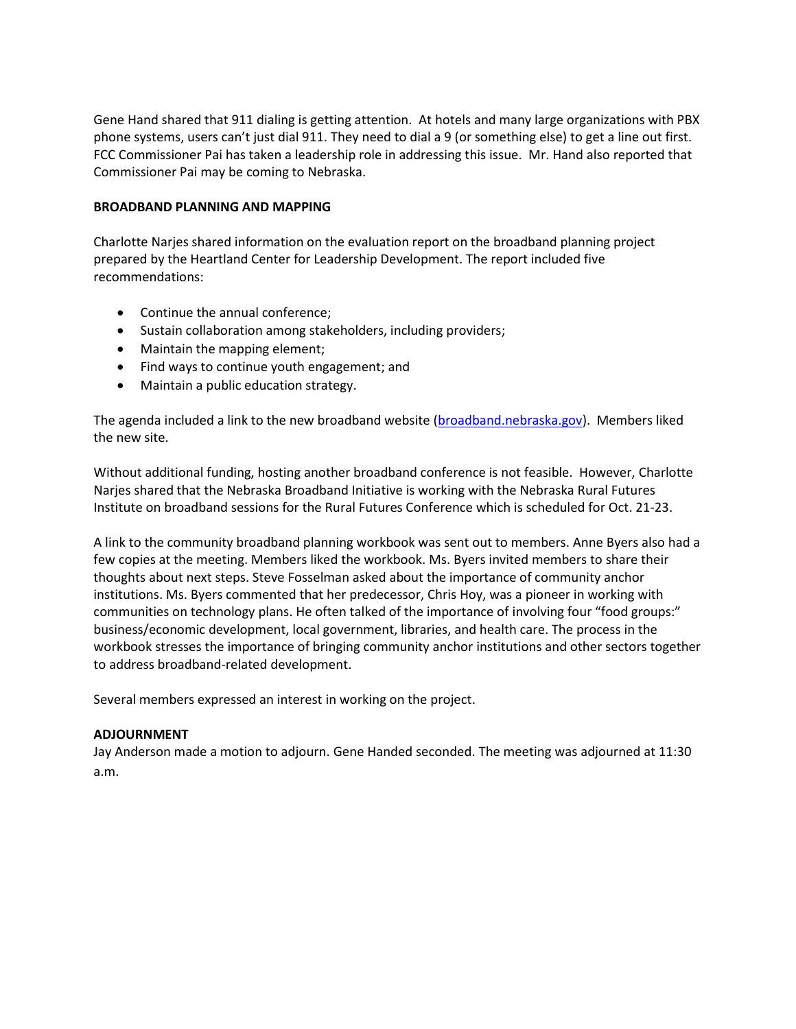Gene Hand shared that 911 dialing is getting attention. At hotels and many large organizations with PBX phone systems, users can't just dial 911. They need to dial a 9 (or something else) to get a line out first. FCC Commissioner Pai has taken a leadership role in addressing this issue. Mr. Hand also reported that Commissioner Pai may be coming to Nebraska.

**BROADBAND PLANNING AND MAPPING**

Charlotte Narjes shared information on the evaluation report on the broadband planning project prepared by the Heartland Center for Leadership Development. The report included five recommendations:

- Continue the annual conference;
- Sustain collaboration among stakeholders, including providers;
- Maintain the mapping element;
- Find ways to continue youth engagement; and
- Maintain a public education strategy.

The agenda included a link to the new broadband website ([broadband.nebraska.gov](broadband.nebraska.gov)). Members liked the new site.

Without additional funding, hosting another broadband conference is not feasible. However, Charlotte Narjes shared that the Nebraska Broadband Initiative is working with the Nebraska Rural Futures Institute on broadband sessions for the Rural Futures Conference which is scheduled for Oct. 21-23.

A link to the community broadband planning workbook was sent out to members. Anne Byers also had a few copies at the meeting. Members liked the workbook. Ms. Byers invited members to share their thoughts about next steps. Steve Fosselman asked about the importance of community anchor institutions. Ms. Byers commented that her predecessor, Chris Hoy, was a pioneer in working with communities on technology plans. He often talked of the importance of involving four "food groups:" business/economic development, local government, libraries, and health care. The process in the workbook stresses the importance of bringing community anchor institutions and other sectors together to address broadband-related development.

Several members expressed an interest in working on the project.

**ADJOURNMENT**

Jay Anderson made a motion to adjourn. Gene Handed seconded. The meeting was adjourned at 11:30 a.m.